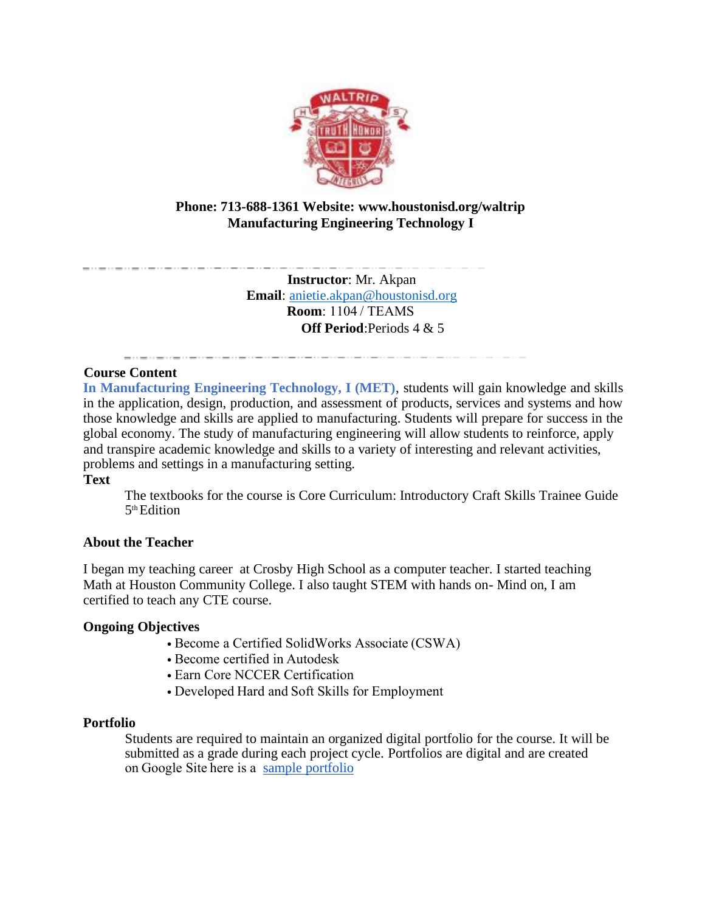**Phone: 713-688-1361 Website: www.houstonisd.org/waltrip**
**Manufacturing Engineering Technology I**

**Instructor**: Mr. Akpan
**Email**: anietie.akpan@houstonisd.org
**Room**: 1104 / TEAMS
**Off Period**:Periods 4 & 5

### Course Content

**In Manufacturing Engineering Technology, I (MET)**, students will gain knowledge and skills in the application, design, production, and assessment of products, services and systems and how those knowledge and skills are applied to manufacturing. Students will prepare for success in the global economy. The study of manufacturing engineering will allow students to reinforce, apply and transpire academic knowledge and skills to a variety of interesting and relevant activities, problems and settings in a manufacturing setting.

### Text

The textbooks for the course is Core Curriculum: Introductory Craft Skills Trainee Guide 5th Edition

### About the Teacher

I began my teaching career at Crosby High School as a computer teacher. I started teaching Math at Houston Community College. I also taught STEM with hands on- Mind on, I am certified to teach any CTE course.

### Ongoing Objectives

- Become a Certified SolidWorks Associate (CSWA)
- Become certified in Autodesk
- Earn Core NCCER Certification
- Developed Hard and Soft Skills for Employment

### Portfolio

Students are required to maintain an organized digital portfolio for the course. It will be submitted as a grade during each project cycle. Portfolios are digital and are created on Google Site here is a sample portfolio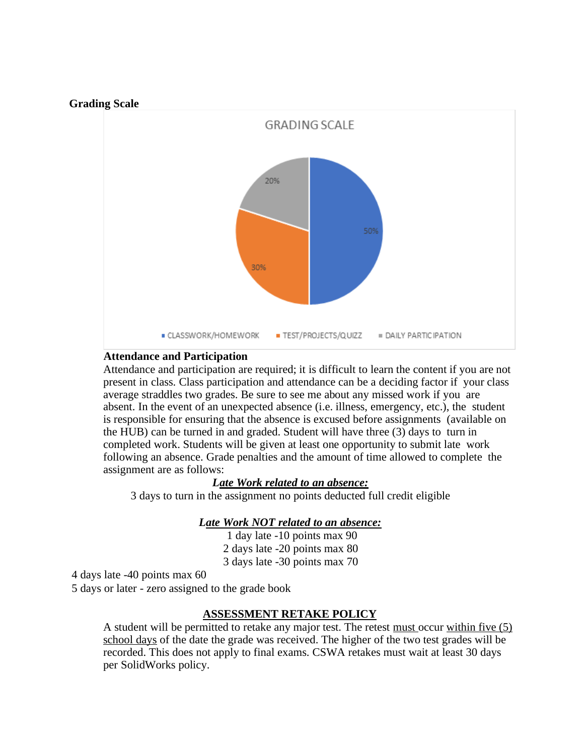**Grading Scale**

GRADING SCALE

| Category | Percentage |
| --- | --- |
| CLASSWORK/HOMEWORK | 50% |
| TEST/PROJECTS/QUIZZ | 30% |
| DAILY PARTICIPATION | 20% |

**Attendance and Participation**

Attendance and participation are required; it is difficult to learn the content if you are not present in class. Class participation and attendance can be a deciding factor if your class average straddles two grades. Be sure to see me about any missed work if you are absent. In the event of an unexpected absence (i.e. illness, emergency, etc.), the student is responsible for ensuring that the absence is excused before assignments (available on the HUB) can be turned in and graded. Student will have three (3) days to turn in completed work. Students will be given at least one opportunity to submit late work following an absence. Grade penalties and the amount of time allowed to complete the assignment are as follows:

***Late Work related to an absence:***

3 days to turn in the assignment no points deducted full credit eligible

***Late Work NOT related to an absence:***

1 day late -10 points max 90
2 days late -20 points max 80
3 days late -30 points max 70
4 days late -40 points max 60
5 days or later - zero assigned to the grade book

**ASSESSMENT RETAKE POLICY**

A student will be permitted to retake any major test. The retest must occur within five (5) school days of the date the grade was received. The higher of the two test grades will be recorded. This does not apply to final exams. CSWA retakes must wait at least 30 days per SolidWorks policy.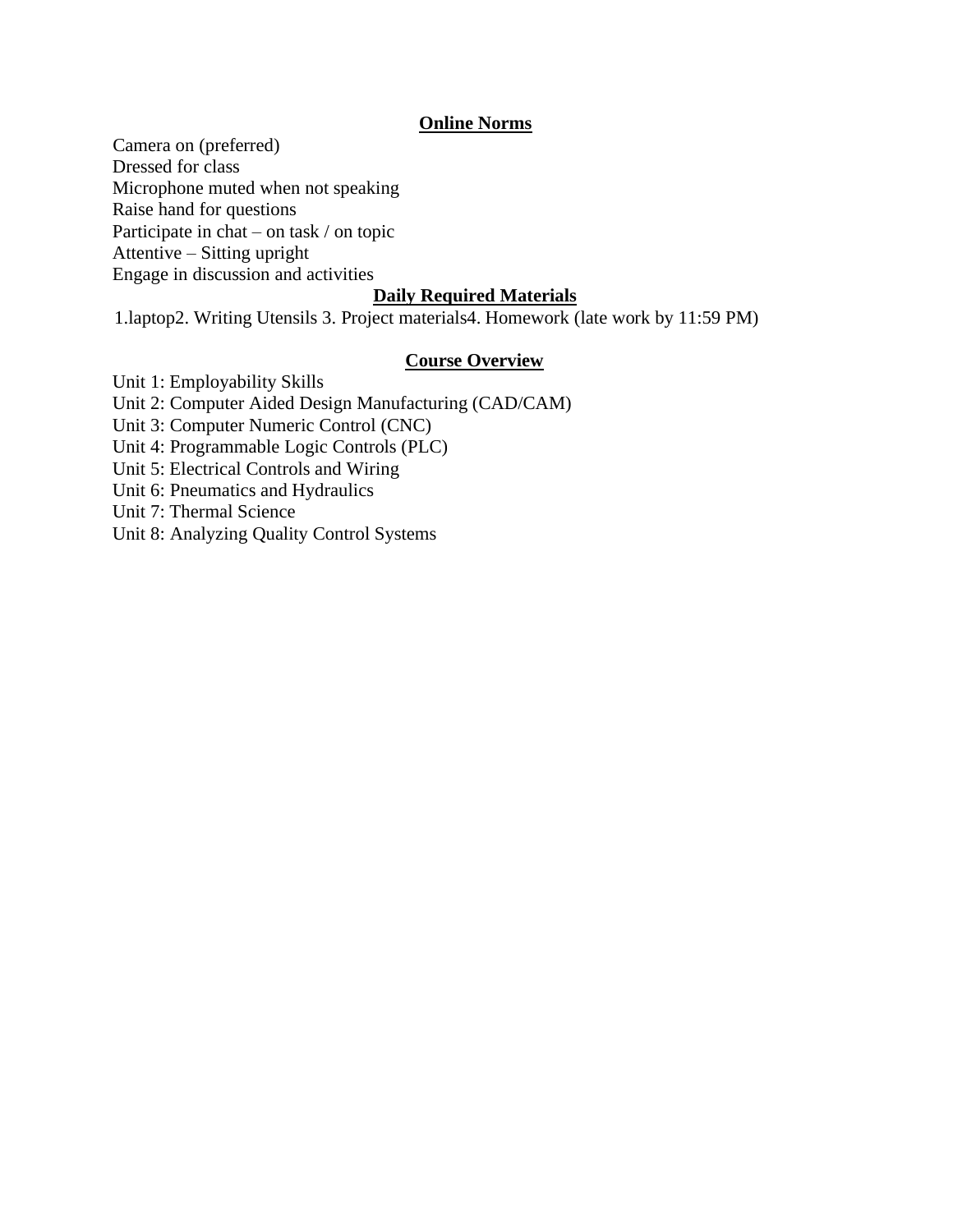## Online Norms

Camera on (preferred)
Dressed for class
Microphone muted when not speaking
Raise hand for questions
Participate in chat – on task / on topic
Attentive – Sitting upright
Engage in discussion and activities

## Daily Required Materials

1.laptop2. Writing Utensils 3. Project materials4. Homework (late work by 11:59 PM)

## Course Overview

Unit 1: Employability Skills
Unit 2: Computer Aided Design Manufacturing (CAD/CAM)
Unit 3: Computer Numeric Control (CNC)
Unit 4: Programmable Logic Controls (PLC)
Unit 5: Electrical Controls and Wiring
Unit 6: Pneumatics and Hydraulics
Unit 7: Thermal Science
Unit 8: Analyzing Quality Control Systems